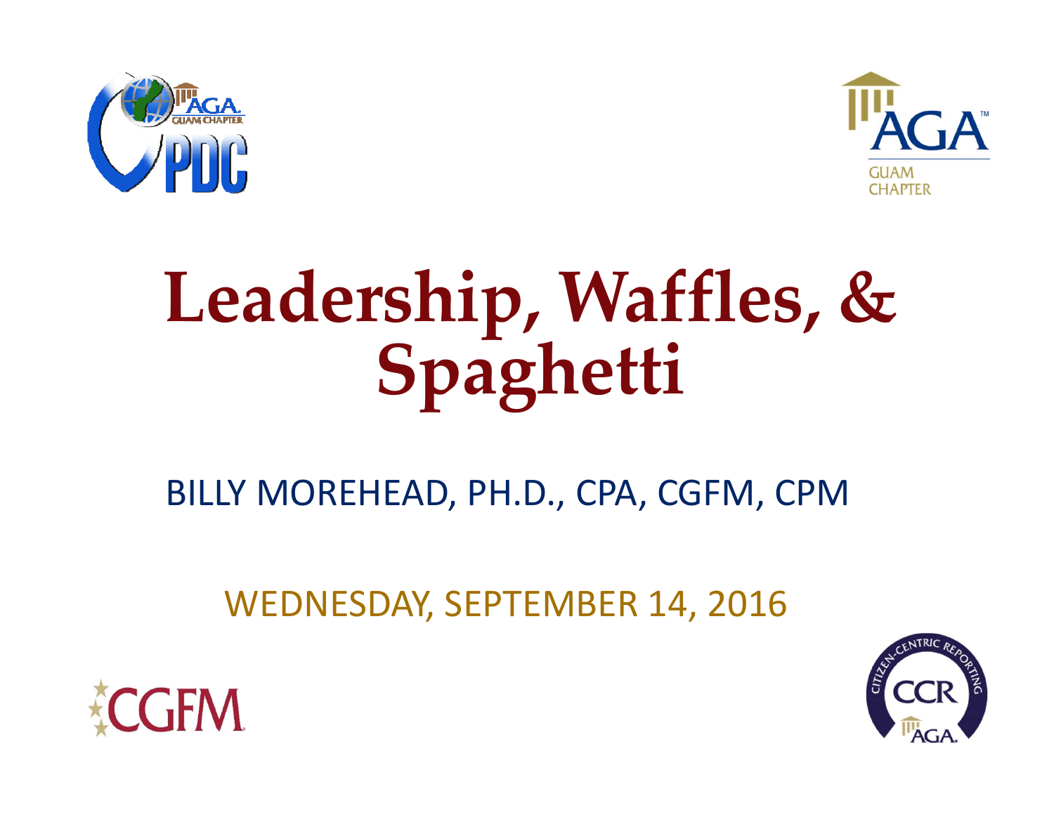# Leadership, Waffles, & Spaghetti

BILLY MOREHEAD, PH.D., CPA, CGFM, CPM

WEDNESDAY, SEPTEMBER 14, 2016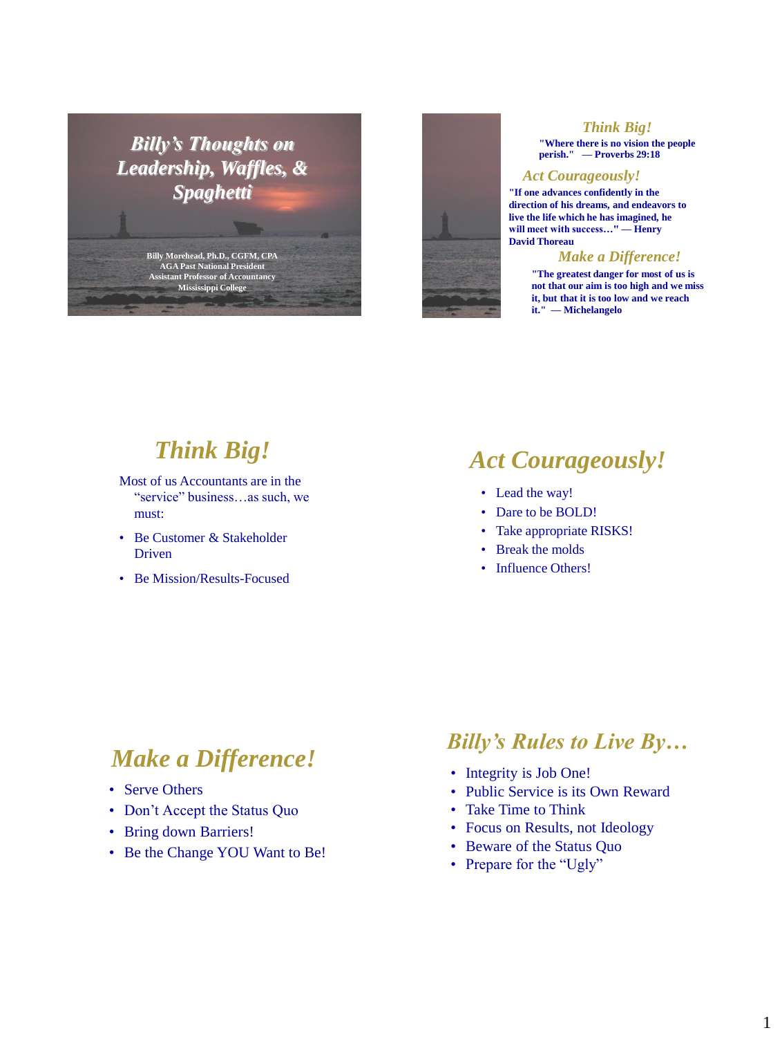# Billy's Thoughts on Leadership, Waffles, & Spaghetti

Billy Morehead, Ph.D., CGFM, CPA
AGA Past National President
Assistant Professor of Accountancy
Mississippi College

---

*Think Big!*

**"Where there is no vision the people perish." — Proverbs 29:18**

*Act Courageously!*

**"If one advances confidently in the direction of his dreams, and endeavors to live the life which he has imagined, he will meet with success…" — Henry David Thoreau**

*Make a Difference!*

**"The greatest danger for most of us is not that our aim is too high and we miss it, but that it is too low and we reach it." — Michelangelo**

---

## *Think Big!*

Most of us Accountants are in the "service" business…as such, we must:

- Be Customer & Stakeholder Driven
- Be Mission/Results-Focused

---

## *Act Courageously!*

- Lead the way!
- Dare to be BOLD!
- Take appropriate RISKS!
- Break the molds
- Influence Others!

---

## *Make a Difference!*

- Serve Others
- Don't Accept the Status Quo
- Bring down Barriers!
- Be the Change YOU Want to Be!

---

## *Billy's Rules to Live By…*

- Integrity is Job One!
- Public Service is its Own Reward
- Take Time to Think
- Focus on Results, not Ideology
- Beware of the Status Quo
- Prepare for the "Ugly"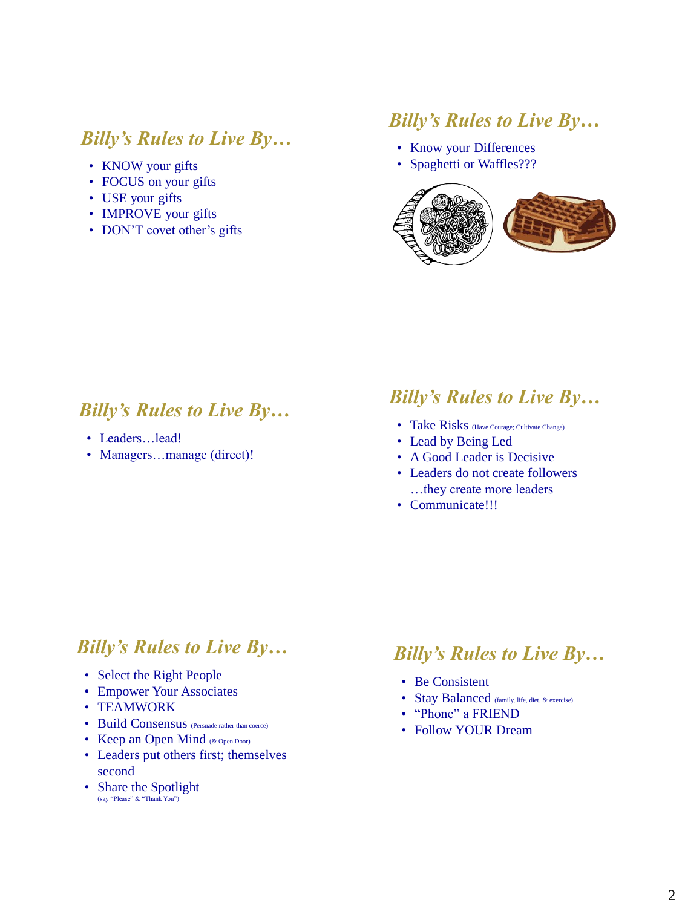## *Billy's Rules to Live By…*

- KNOW your gifts
- FOCUS on your gifts
- USE your gifts
- IMPROVE your gifts
- DON'T covet other's gifts

## *Billy's Rules to Live By…*

- Know your Differences
- Spaghetti or Waffles???

## *Billy's Rules to Live By…*

- Leaders…lead!
- Managers…manage (direct)!

## *Billy's Rules to Live By…*

- Take Risks (Have Courage; Cultivate Change)
- Lead by Being Led
- A Good Leader is Decisive
- Leaders do not create followers …they create more leaders
- Communicate!!!

## *Billy's Rules to Live By…*

- Select the Right People
- Empower Your Associates
- TEAMWORK
- Build Consensus (Persuade rather than coerce)
- Keep an Open Mind (& Open Door)
- Leaders put others first; themselves second
- Share the Spotlight (say "Please" & "Thank You")

## *Billy's Rules to Live By…*

- Be Consistent
- Stay Balanced (family, life, diet, & exercise)
- "Phone" a FRIEND
- Follow YOUR Dream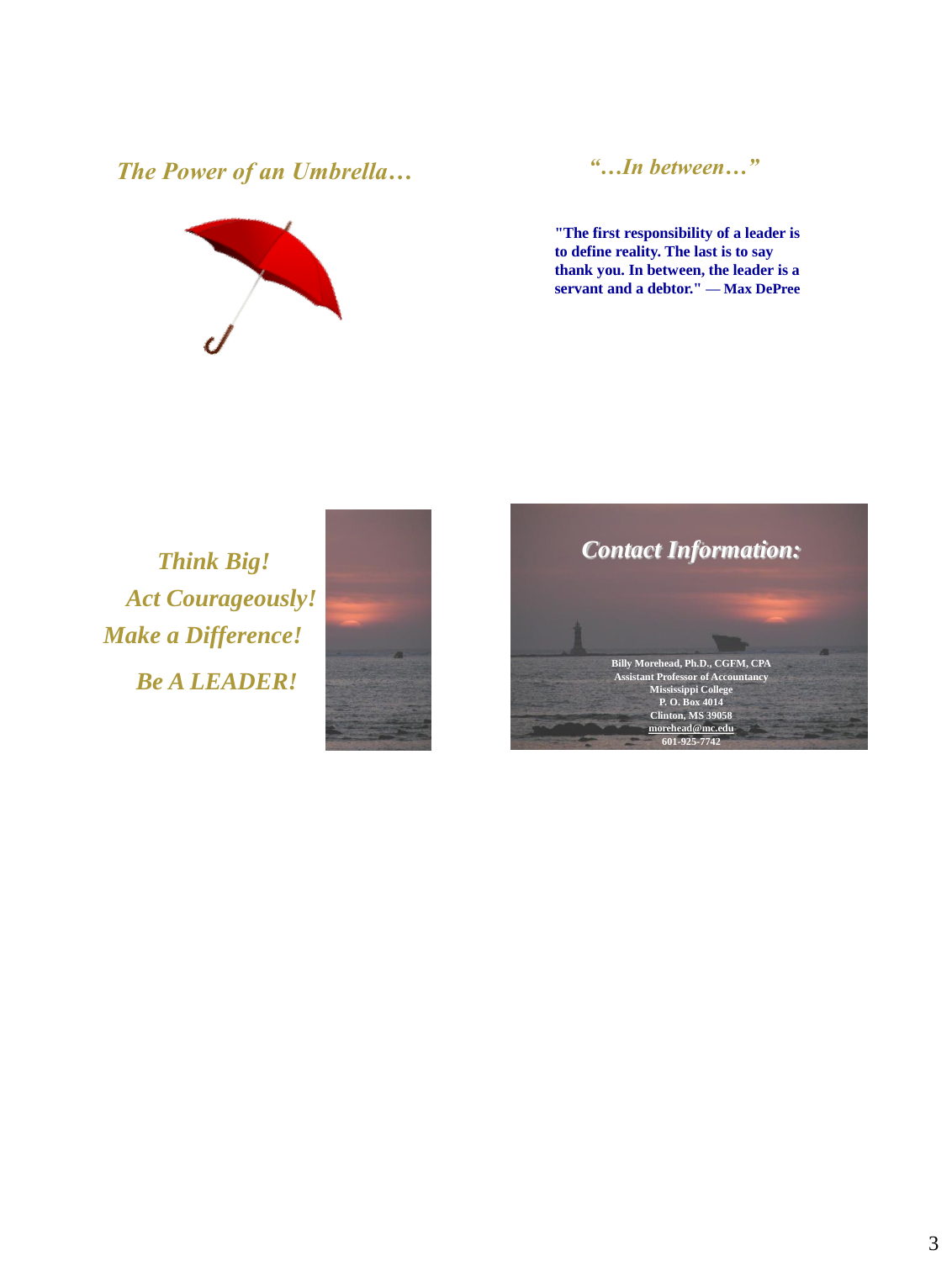*The Power of an Umbrella…*

*"…In between…"*

**"The first responsibility of a leader is to define reality. The last is to say thank you. In between, the leader is a servant and a debtor." — Max DePree**

*Think Big!*

*Act Courageously!*

*Make a Difference!*

*Be A LEADER!*

*Contact Information:*

Billy Morehead, Ph.D., CGFM, CPA
Assistant Professor of Accountancy
Mississippi College
P. O. Box 4014
Clinton, MS 39058
morehead@mc.edu
601-925-7742